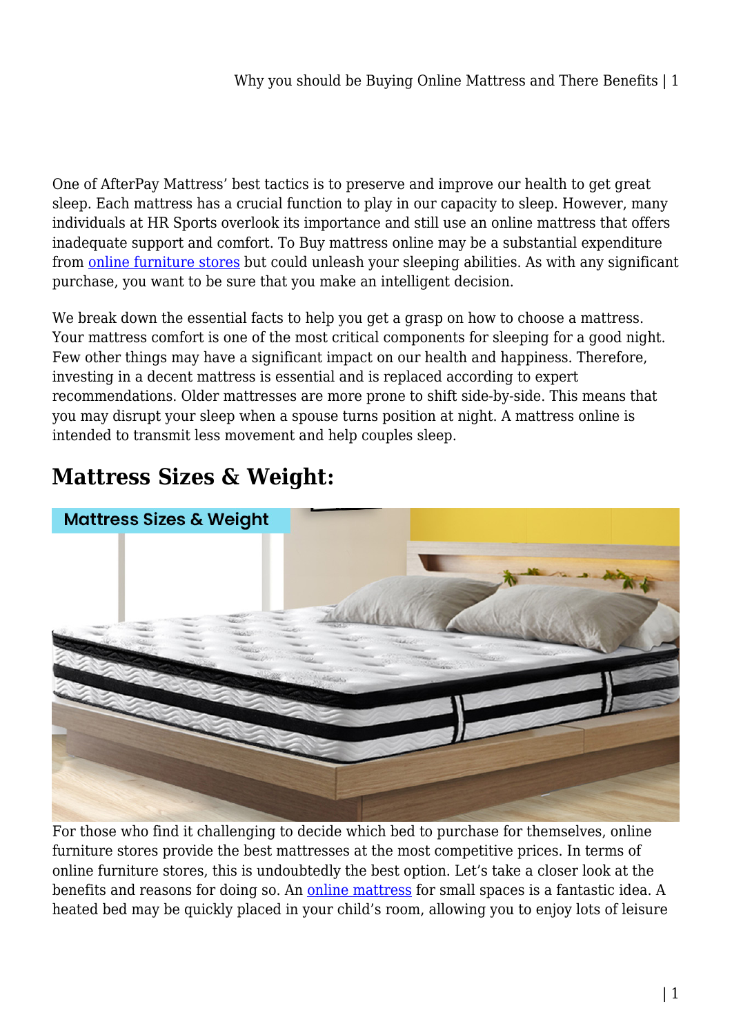One of AfterPay Mattress' best tactics is to preserve and improve our health to get great sleep. Each mattress has a crucial function to play in our capacity to sleep. However, many individuals at HR Sports overlook its importance and still use an online mattress that offers inadequate support and comfort. To Buy mattress online may be a substantial expenditure from online furniture stores but could unleash your sleeping abilities. As with any significant purchase, you want to be sure that you make an intelligent decision.

We break down the essential facts to help you get a grasp on how to choose a mattress. Your mattress comfort is one of the most critical components for sleeping for a good night. Few other things may have a significant impact on our health and happiness. Therefore, investing in a decent mattress is essential and is replaced according to expert recommendations. Older mattresses are more prone to shift side-by-side. This means that you may disrupt your sleep when a spouse turns position at night. A mattress online is intended to transmit less movement and help couples sleep.

## Mattress Sizes & Weight:

For those who find it challenging to decide which bed to purchase for themselves, online furniture stores provide the best mattresses at the most competitive prices. In terms of online furniture stores, this is undoubtedly the best option. Let's take a closer look at the benefits and reasons for doing so. An online mattress for small spaces is a fantastic idea. A heated bed may be quickly placed in your child's room, allowing you to enjoy lots of leisure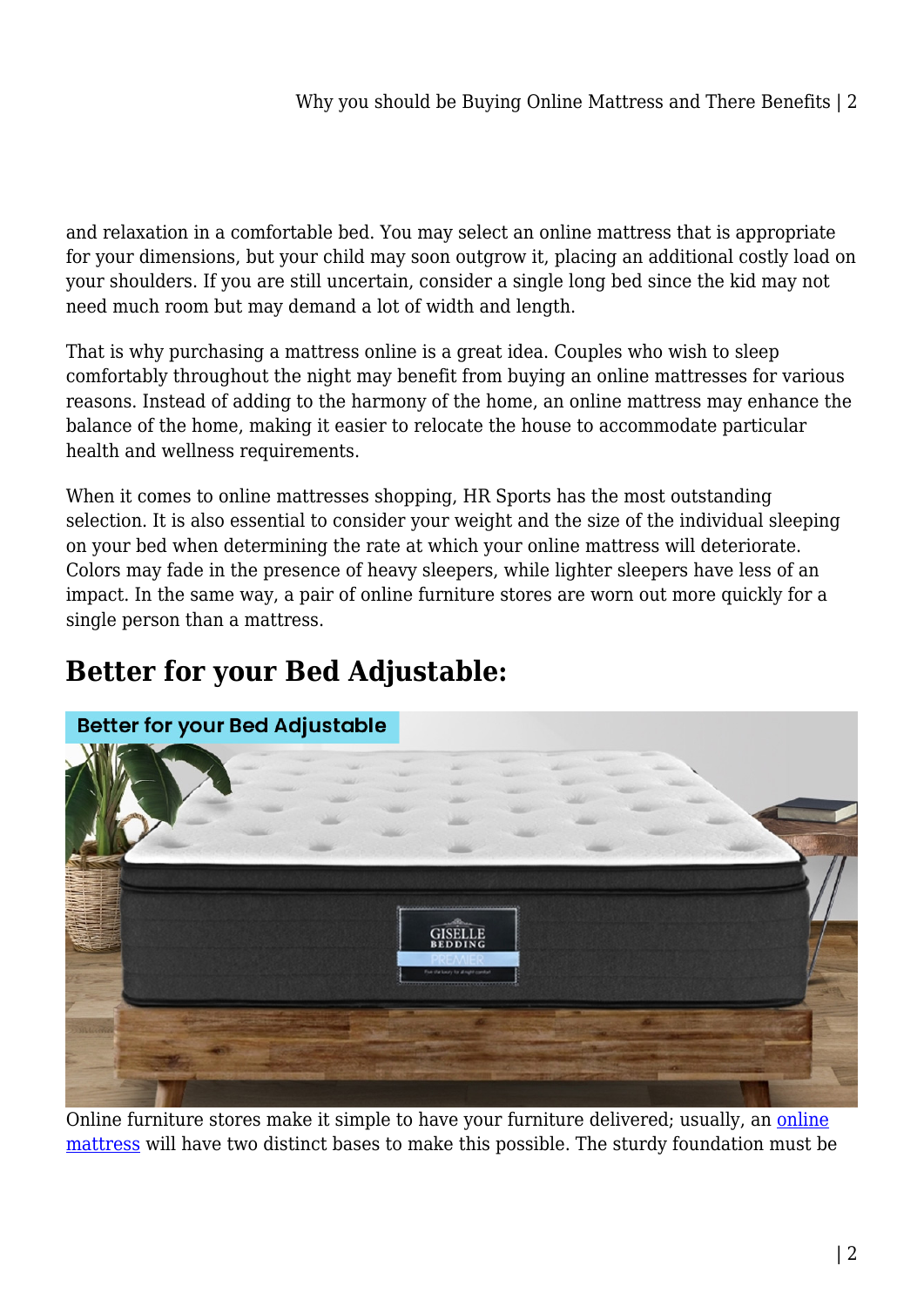and relaxation in a comfortable bed. You may select an online mattress that is appropriate for your dimensions, but your child may soon outgrow it, placing an additional costly load on your shoulders. If you are still uncertain, consider a single long bed since the kid may not need much room but may demand a lot of width and length.

That is why purchasing a mattress online is a great idea. Couples who wish to sleep comfortably throughout the night may benefit from buying an online mattresses for various reasons. Instead of adding to the harmony of the home, an online mattress may enhance the balance of the home, making it easier to relocate the house to accommodate particular health and wellness requirements.

When it comes to online mattresses shopping, HR Sports has the most outstanding selection. It is also essential to consider your weight and the size of the individual sleeping on your bed when determining the rate at which your online mattress will deteriorate. Colors may fade in the presence of heavy sleepers, while lighter sleepers have less of an impact. In the same way, a pair of online furniture stores are worn out more quickly for a single person than a mattress.

## Better for your Bed Adjustable:

Online furniture stores make it simple to have your furniture delivered; usually, an [online mattress](online mattress) will have two distinct bases to make this possible. The sturdy foundation must be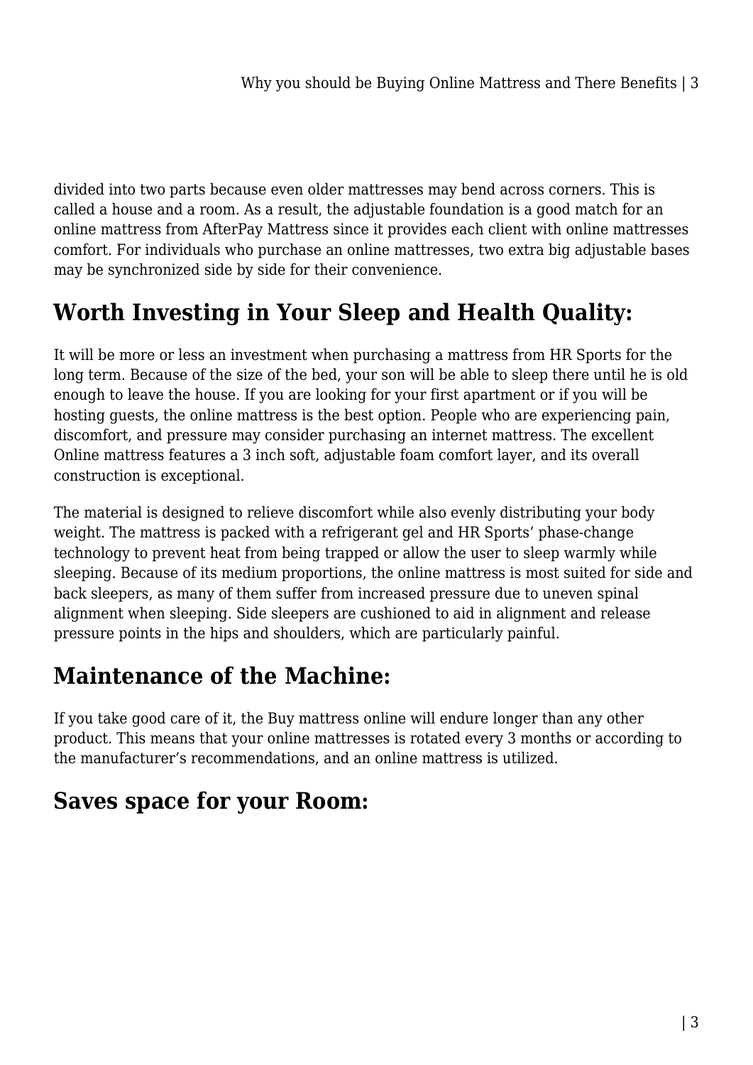divided into two parts because even older mattresses may bend across corners. This is called a house and a room. As a result, the adjustable foundation is a good match for an online mattress from AfterPay Mattress since it provides each client with online mattresses comfort. For individuals who purchase an online mattresses, two extra big adjustable bases may be synchronized side by side for their convenience.

## Worth Investing in Your Sleep and Health Quality:

It will be more or less an investment when purchasing a mattress from HR Sports for the long term. Because of the size of the bed, your son will be able to sleep there until he is old enough to leave the house. If you are looking for your first apartment or if you will be hosting guests, the online mattress is the best option. People who are experiencing pain, discomfort, and pressure may consider purchasing an internet mattress. The excellent Online mattress features a 3 inch soft, adjustable foam comfort layer, and its overall construction is exceptional.

The material is designed to relieve discomfort while also evenly distributing your body weight. The mattress is packed with a refrigerant gel and HR Sports' phase-change technology to prevent heat from being trapped or allow the user to sleep warmly while sleeping. Because of its medium proportions, the online mattress is most suited for side and back sleepers, as many of them suffer from increased pressure due to uneven spinal alignment when sleeping. Side sleepers are cushioned to aid in alignment and release pressure points in the hips and shoulders, which are particularly painful.

## Maintenance of the Machine:

If you take good care of it, the Buy mattress online will endure longer than any other product. This means that your online mattresses is rotated every 3 months or according to the manufacturer's recommendations, and an online mattress is utilized.

## Saves space for your Room: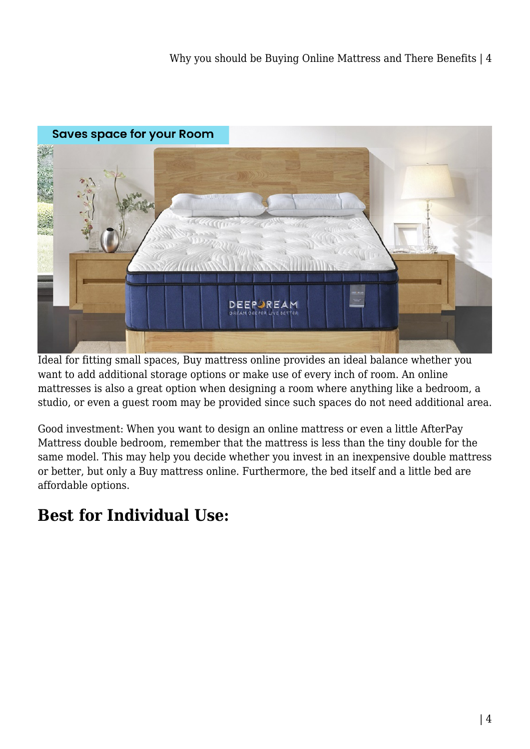Ideal for fitting small spaces, Buy mattress online provides an ideal balance whether you want to add additional storage options or make use of every inch of room. An online mattresses is also a great option when designing a room where anything like a bedroom, a studio, or even a guest room may be provided since such spaces do not need additional area.

Good investment: When you want to design an online mattress or even a little AfterPay Mattress double bedroom, remember that the mattress is less than the tiny double for the same model. This may help you decide whether you invest in an inexpensive double mattress or better, but only a Buy mattress online. Furthermore, the bed itself and a little bed are affordable options.

## Best for Individual Use: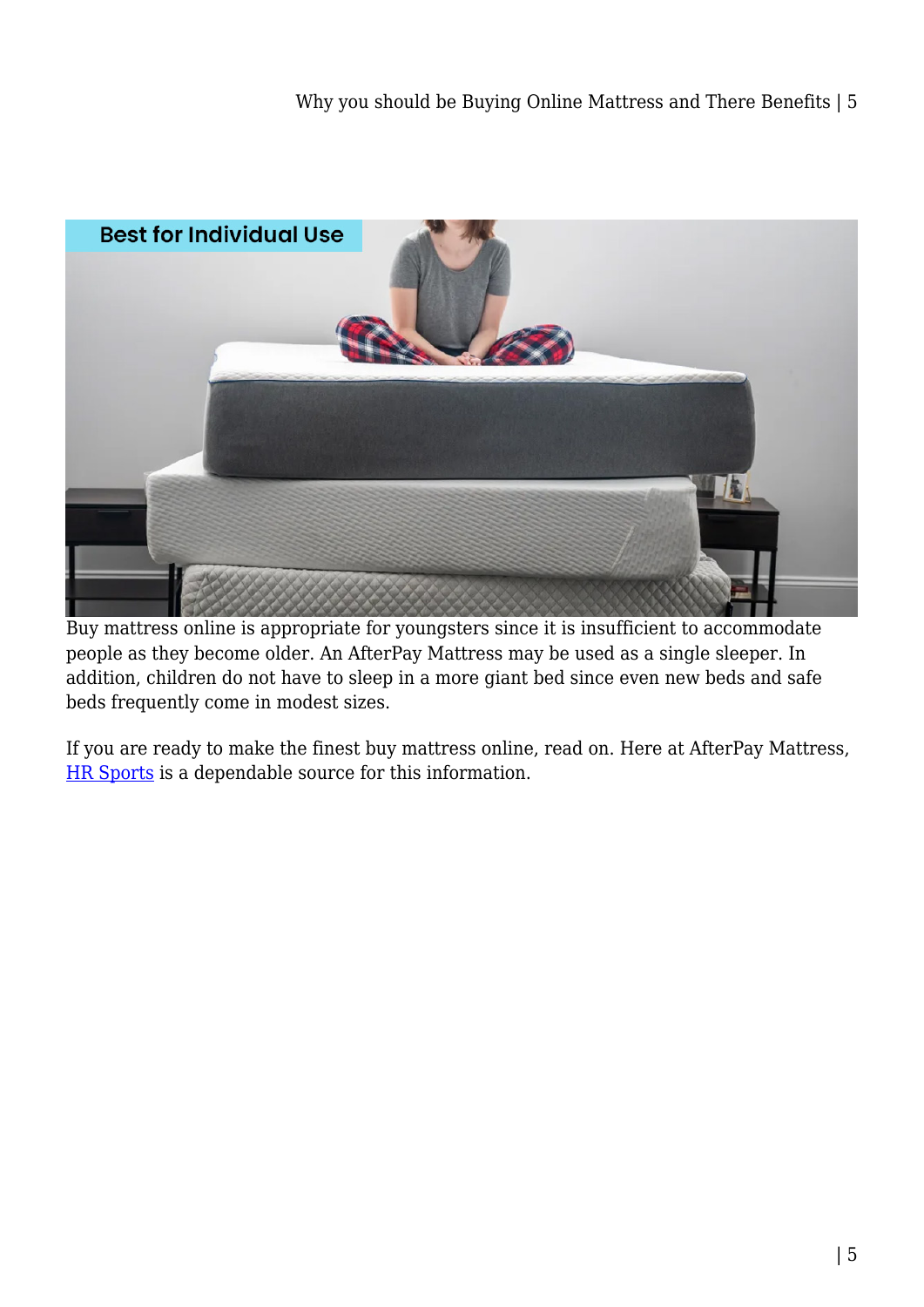Buy mattress online is appropriate for youngsters since it is insufficient to accommodate people as they become older. An AfterPay Mattress may be used as a single sleeper. In addition, children do not have to sleep in a more giant bed since even new beds and safe beds frequently come in modest sizes.

If you are ready to make the finest buy mattress online, read on. Here at AfterPay Mattress, HR Sports is a dependable source for this information.